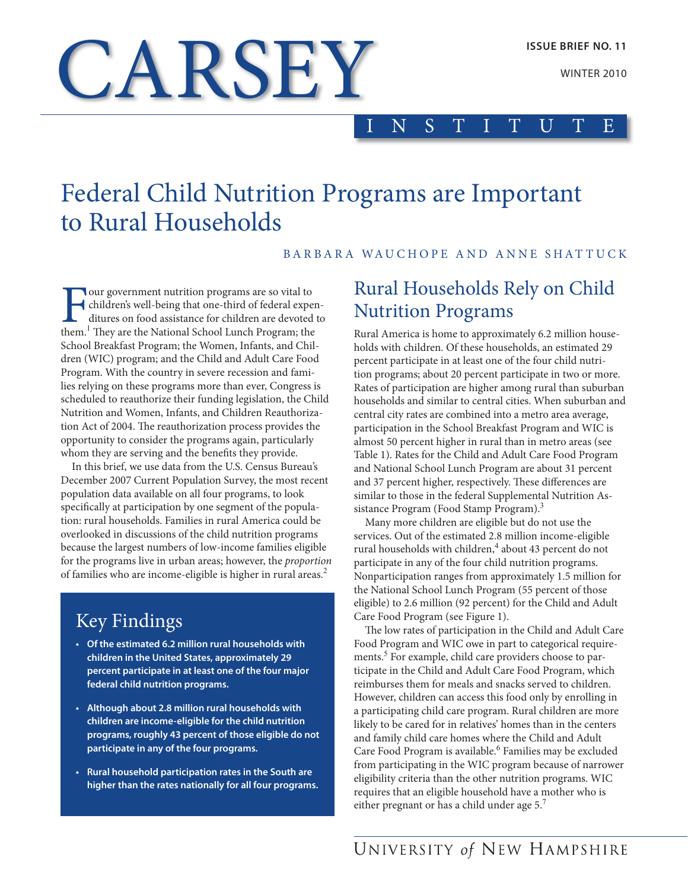# CARSEY INSTITUTE

ISSUE BRIEF NO. 11

WINTER 2010

# Federal Child Nutrition Programs are Important to Rural Households

BARBARA WAUCHOPE AND ANNE SHATTUCK

Four government nutrition programs are so vital to children's well-being that one-third of federal expenditures on food assistance for children are devoted to them.[1] They are the National School Lunch Program; the School Breakfast Program; the Women, Infants, and Children (WIC) program; and the Child and Adult Care Food Program. With the country in severe recession and families relying on these programs more than ever, Congress is scheduled to reauthorize their funding legislation, the Child Nutrition and Women, Infants, and Children Reauthorization Act of 2004. The reauthorization process provides the opportunity to consider the programs again, particularly whom they are serving and the benefits they provide.

In this brief, we use data from the U.S. Census Bureau's December 2007 Current Population Survey, the most recent population data available on all four programs, to look specifically at participation by one segment of the population: rural households. Families in rural America could be overlooked in discussions of the child nutrition programs because the largest numbers of low-income families eligible for the programs live in urban areas; however, the *proportion* of families who are income-eligible is higher in rural areas.[2]

## Key Findings

- **Of the estimated 6.2 million rural households with children in the United States, approximately 29 percent participate in at least one of the four major federal child nutrition programs.**
- **Although about 2.8 million rural households with children are income-eligible for the child nutrition programs, roughly 43 percent of those eligible do not participate in any of the four programs.**
- **Rural household participation rates in the South are higher than the rates nationally for all four programs.**

## Rural Households Rely on Child Nutrition Programs

Rural America is home to approximately 6.2 million households with children. Of these households, an estimated 29 percent participate in at least one of the four child nutrition programs; about 20 percent participate in two or more. Rates of participation are higher among rural than suburban households and similar to central cities. When suburban and central city rates are combined into a metro area average, participation in the School Breakfast Program and WIC is almost 50 percent higher in rural than in metro areas (see Table 1). Rates for the Child and Adult Care Food Program and National School Lunch Program are about 31 percent and 37 percent higher, respectively. These differences are similar to those in the federal Supplemental Nutrition Assistance Program (Food Stamp Program).[3]

Many more children are eligible but do not use the services. Out of the estimated 2.8 million income-eligible rural households with children,[4] about 43 percent do not participate in any of the four child nutrition programs. Nonparticipation ranges from approximately 1.5 million for the National School Lunch Program (55 percent of those eligible) to 2.6 million (92 percent) for the Child and Adult Care Food Program (see Figure 1).

The low rates of participation in the Child and Adult Care Food Program and WIC owe in part to categorical requirements.[5] For example, child care providers choose to participate in the Child and Adult Care Food Program, which reimburses them for meals and snacks served to children. However, children can access this food only by enrolling in a participating child care program. Rural children are more likely to be cared for in relatives' homes than in the centers and family child care homes where the Child and Adult Care Food Program is available.[6] Families may be excluded from participating in the WIC program because of narrower eligibility criteria than the other nutrition programs. WIC requires that an eligible household have a mother who is either pregnant or has a child under age 5.[7]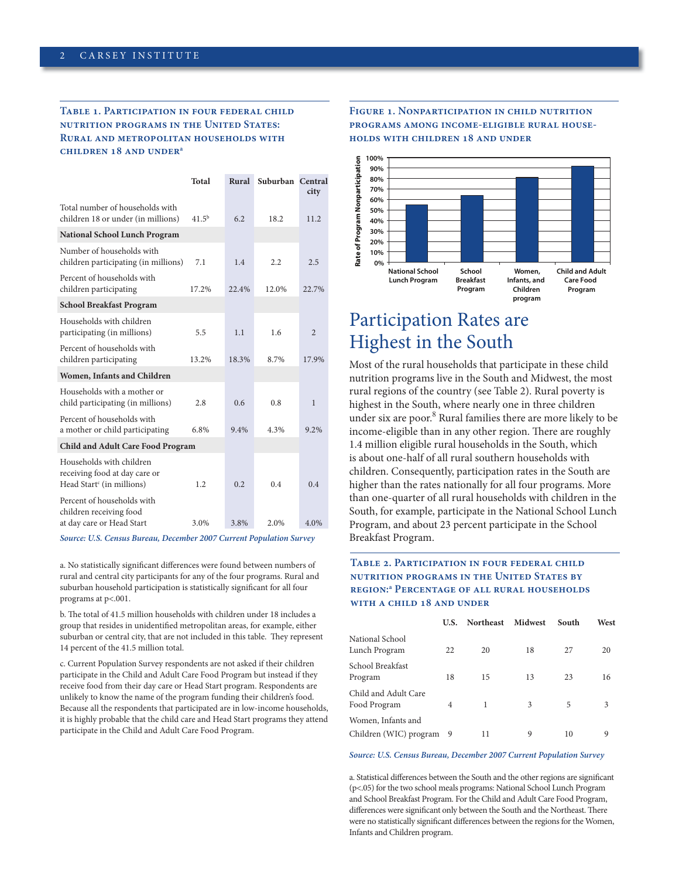### Table 1. Participation in four federal child nutrition programs in the United States: Rural and metropolitan households with children 18 and under[a]

| | Total | Rural | Suburban | Central city |
|---|---|---|---|---|
| Total number of households with children 18 or under (in millions) | 41.5[b] | 6.2 | 18.2 | 11.2 |
| **National School Lunch Program** | | | | |
| Number of households with children participating (in millions) | 7.1 | 1.4 | 2.2 | 2.5 |
| Percent of households with children participating | 17.2% | 22.4% | 12.0% | 22.7% |
| **School Breakfast Program** | | | | |
| Households with children participating (in millions) | 5.5 | 1.1 | 1.6 | 2 |
| Percent of households with children participating | 13.2% | 18.3% | 8.7% | 17.9% |
| **Women, Infants and Children** | | | | |
| Households with a mother or child participating (in millions) | 2.8 | 0.6 | 0.8 | 1 |
| Percent of households with a mother or child participating | 6.8% | 9.4% | 4.3% | 9.2% |
| **Child and Adult Care Food Program** | | | | |
| Households with children receiving food at day care or Head Start[c] (in millions) | 1.2 | 0.2 | 0.4 | 0.4 |
| Percent of households with children receiving food at day care or Head Start | 3.0% | 3.8% | 2.0% | 4.0% |

*Source: U.S. Census Bureau, December 2007 Current Population Survey*

a. No statistically significant differences were found between numbers of rural and central city participants for any of the four programs. Rural and suburban household participation is statistically significant for all four programs at $p<.001$.

b. The total of 41.5 million households with children under 18 includes a group that resides in unidentified metropolitan areas, for example, either suburban or central city, that are not included in this table. They represent 14 percent of the 41.5 million total.

c. Current Population Survey respondents are not asked if their children participate in the Child and Adult Care Food Program but instead if they receive food from their day care or Head Start program. Respondents are unlikely to know the name of the program funding their children's food. Because all the respondents that participated are in low-income households, it is highly probable that the child care and Head Start programs they attend participate in the Child and Adult Care Food Program.

### Figure 1. Nonparticipation in child nutrition programs among income-eligible rural households with children 18 and under

| Program | Rate of Program Nonparticipation (approx.) |
|---|---|
| National School Lunch Program | ~55% |
| School Breakfast Program | ~64% |
| Women, Infants, and Children program | ~81% |
| Child and Adult Care Food Program | ~91% |

## Participation Rates are Highest in the South

Most of the rural households that participate in these child nutrition programs live in the South and Midwest, the most rural regions of the country (see Table 2). Rural poverty is highest in the South, where nearly one in three children under six are poor.[8] Rural families there are more likely to be income-eligible than in any other region. There are roughly 1.4 million eligible rural households in the South, which is about one-half of all rural southern households with children. Consequently, participation rates in the South are higher than the rates nationally for all four programs. More than one-quarter of all rural households with children in the South, for example, participate in the National School Lunch Program, and about 23 percent participate in the School Breakfast Program.

### Table 2. Participation in four federal child nutrition programs in the United States by region:[a] Percentage of all rural households with a child 18 and under

| | U.S. | Northeast | Midwest | South | West |
|---|---|---|---|---|---|
| National School Lunch Program | 22 | 20 | 18 | 27 | 20 |
| School Breakfast Program | 18 | 15 | 13 | 23 | 16 |
| Child and Adult Care Food Program | 4 | 1 | 3 | 5 | 3 |
| Women, Infants and Children (WIC) program | 9 | 11 | 9 | 10 | 9 |

*Source: U.S. Census Bureau, December 2007 Current Population Survey*

a. Statistical differences between the South and the other regions are significant ($p<.05$) for the two school meals programs: National School Lunch Program and School Breakfast Program. For the Child and Adult Care Food Program, differences were significant only between the South and the Northeast. There were no statistically significant differences between the regions for the Women, Infants and Children program.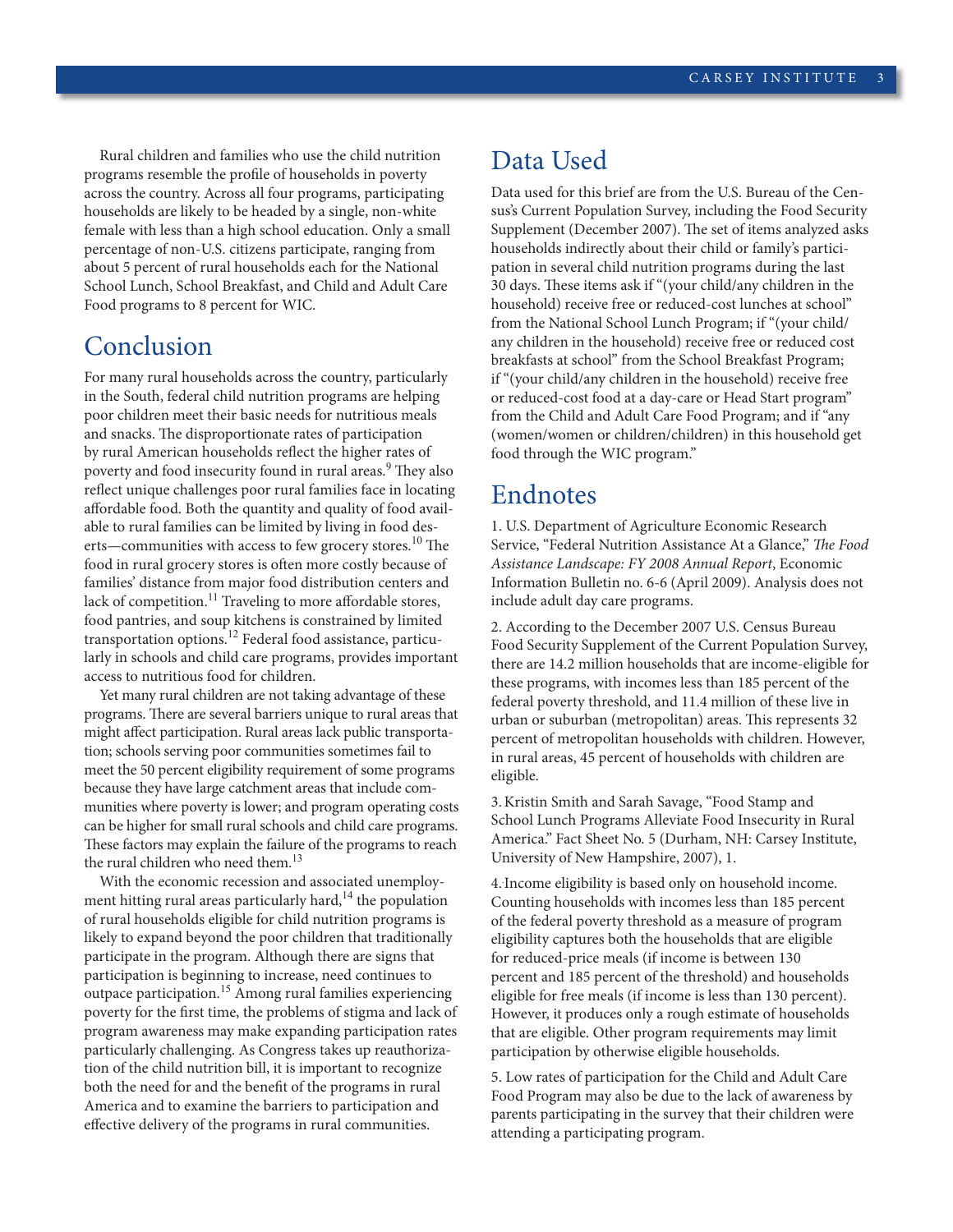Rural children and families who use the child nutrition programs resemble the profile of households in poverty across the country. Across all four programs, participating households are likely to be headed by a single, non-white female with less than a high school education. Only a small percentage of non-U.S. citizens participate, ranging from about 5 percent of rural households each for the National School Lunch, School Breakfast, and Child and Adult Care Food programs to 8 percent for WIC.

## Conclusion

For many rural households across the country, particularly in the South, federal child nutrition programs are helping poor children meet their basic needs for nutritious meals and snacks. The disproportionate rates of participation by rural American households reflect the higher rates of poverty and food insecurity found in rural areas.[9] They also reflect unique challenges poor rural families face in locating affordable food. Both the quantity and quality of food available to rural families can be limited by living in food deserts—communities with access to few grocery stores.[10] The food in rural grocery stores is often more costly because of families' distance from major food distribution centers and lack of competition.[11] Traveling to more affordable stores, food pantries, and soup kitchens is constrained by limited transportation options.[12] Federal food assistance, particularly in schools and child care programs, provides important access to nutritious food for children.

Yet many rural children are not taking advantage of these programs. There are several barriers unique to rural areas that might affect participation. Rural areas lack public transportation; schools serving poor communities sometimes fail to meet the 50 percent eligibility requirement of some programs because they have large catchment areas that include communities where poverty is lower; and program operating costs can be higher for small rural schools and child care programs. These factors may explain the failure of the programs to reach the rural children who need them.[13]

With the economic recession and associated unemployment hitting rural areas particularly hard,[14] the population of rural households eligible for child nutrition programs is likely to expand beyond the poor children that traditionally participate in the program. Although there are signs that participation is beginning to increase, need continues to outpace participation.[15] Among rural families experiencing poverty for the first time, the problems of stigma and lack of program awareness may make expanding participation rates particularly challenging. As Congress takes up reauthorization of the child nutrition bill, it is important to recognize both the need for and the benefit of the programs in rural America and to examine the barriers to participation and effective delivery of the programs in rural communities.

## Data Used

Data used for this brief are from the U.S. Bureau of the Census's Current Population Survey, including the Food Security Supplement (December 2007). The set of items analyzed asks households indirectly about their child or family's participation in several child nutrition programs during the last 30 days. These items ask if "(your child/any children in the household) receive free or reduced-cost lunches at school" from the National School Lunch Program; if "(your child/any children in the household) receive free or reduced cost breakfasts at school" from the School Breakfast Program; if "(your child/any children in the household) receive free or reduced-cost food at a day-care or Head Start program" from the Child and Adult Care Food Program; and if "any (women/women or children/children) in this household get food through the WIC program."

## Endnotes

1. U.S. Department of Agriculture Economic Research Service, "Federal Nutrition Assistance At a Glance," *The Food Assistance Landscape: FY 2008 Annual Report*, Economic Information Bulletin no. 6-6 (April 2009). Analysis does not include adult day care programs.

2. According to the December 2007 U.S. Census Bureau Food Security Supplement of the Current Population Survey, there are 14.2 million households that are income-eligible for these programs, with incomes less than 185 percent of the federal poverty threshold, and 11.4 million of these live in urban or suburban (metropolitan) areas. This represents 32 percent of metropolitan households with children. However, in rural areas, 45 percent of households with children are eligible.

3. Kristin Smith and Sarah Savage, "Food Stamp and School Lunch Programs Alleviate Food Insecurity in Rural America." Fact Sheet No. 5 (Durham, NH: Carsey Institute, University of New Hampshire, 2007), 1.

4. Income eligibility is based only on household income. Counting households with incomes less than 185 percent of the federal poverty threshold as a measure of program eligibility captures both the households that are eligible for reduced-price meals (if income is between 130 percent and 185 percent of the threshold) and households eligible for free meals (if income is less than 130 percent). However, it produces only a rough estimate of households that are eligible. Other program requirements may limit participation by otherwise eligible households.

5. Low rates of participation for the Child and Adult Care Food Program may also be due to the lack of awareness by parents participating in the survey that their children were attending a participating program.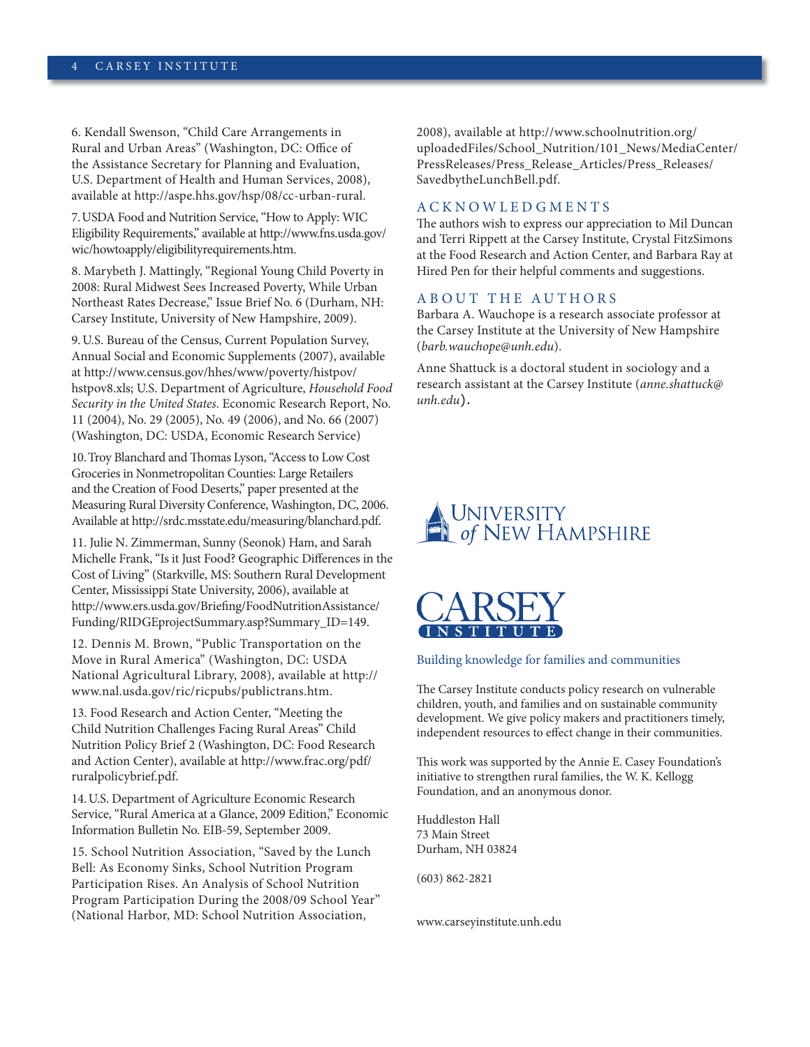6. Kendall Swenson, "Child Care Arrangements in Rural and Urban Areas" (Washington, DC: Office of the Assistance Secretary for Planning and Evaluation, U.S. Department of Health and Human Services, 2008), available at http://aspe.hhs.gov/hsp/08/cc-urban-rural.

7. USDA Food and Nutrition Service, "How to Apply: WIC Eligibility Requirements," available at http://www.fns.usda.gov/wic/howtoapply/eligibilityrequirements.htm.

8. Marybeth J. Mattingly, "Regional Young Child Poverty in 2008: Rural Midwest Sees Increased Poverty, While Urban Northeast Rates Decrease," Issue Brief No. 6 (Durham, NH: Carsey Institute, University of New Hampshire, 2009).

9. U.S. Bureau of the Census, Current Population Survey, Annual Social and Economic Supplements (2007), available at http://www.census.gov/hhes/www/poverty/histpov/hstpov8.xls; U.S. Department of Agriculture, *Household Food Security in the United States*. Economic Research Report, No. 11 (2004), No. 29 (2005), No. 49 (2006), and No. 66 (2007) (Washington, DC: USDA, Economic Research Service)

10. Troy Blanchard and Thomas Lyson, "Access to Low Cost Groceries in Nonmetropolitan Counties: Large Retailers and the Creation of Food Deserts," paper presented at the Measuring Rural Diversity Conference, Washington, DC, 2006. Available at http://srdc.msstate.edu/measuring/blanchard.pdf.

11. Julie N. Zimmerman, Sunny (Seonok) Ham, and Sarah Michelle Frank, "Is it Just Food? Geographic Differences in the Cost of Living" (Starkville, MS: Southern Rural Development Center, Mississippi State University, 2006), available at http://www.ers.usda.gov/Briefing/FoodNutritionAssistance/Funding/RIDGEprojectSummary.asp?Summary_ID=149.

12. Dennis M. Brown, "Public Transportation on the Move in Rural America" (Washington, DC: USDA National Agricultural Library, 2008), available at http://www.nal.usda.gov/ric/ricpubs/publictrans.htm.

13. Food Research and Action Center, "Meeting the Child Nutrition Challenges Facing Rural Areas" Child Nutrition Policy Brief 2 (Washington, DC: Food Research and Action Center), available at http://www.frac.org/pdf/ruralpolicybrief.pdf.

14. U.S. Department of Agriculture Economic Research Service, "Rural America at a Glance, 2009 Edition," Economic Information Bulletin No. EIB-59, September 2009.

15. School Nutrition Association, "Saved by the Lunch Bell: As Economy Sinks, School Nutrition Program Participation Rises. An Analysis of School Nutrition Program Participation During the 2008/09 School Year" (National Harbor, MD: School Nutrition Association, 2008), available at http://www.schoolnutrition.org/uploadedFiles/School_Nutrition/101_News/MediaCenter/PressReleases/Press_Release_Articles/Press_Releases/SavedbytheLunchBell.pdf.

## ACKNOWLEDGMENTS

The authors wish to express our appreciation to Mil Duncan and Terri Rippett at the Carsey Institute, Crystal FitzSimons at the Food Research and Action Center, and Barbara Ray at Hired Pen for their helpful comments and suggestions.

## ABOUT THE AUTHORS

Barbara A. Wauchope is a research associate professor at the Carsey Institute at the University of New Hampshire (*barb.wauchope@unh.edu*).

Anne Shattuck is a doctoral student in sociology and a research assistant at the Carsey Institute (*anne.shattuck@unh.edu*).

UNIVERSITY *of* NEW HAMPSHIRE

CARSEY INSTITUTE

Building knowledge for families and communities

The Carsey Institute conducts policy research on vulnerable children, youth, and families and on sustainable community development. We give policy makers and practitioners timely, independent resources to effect change in their communities.

This work was supported by the Annie E. Casey Foundation's initiative to strengthen rural families, the W. K. Kellogg Foundation, and an anonymous donor.

Huddleston Hall
73 Main Street
Durham, NH 03824

(603) 862-2821

www.carseyinstitute.unh.edu